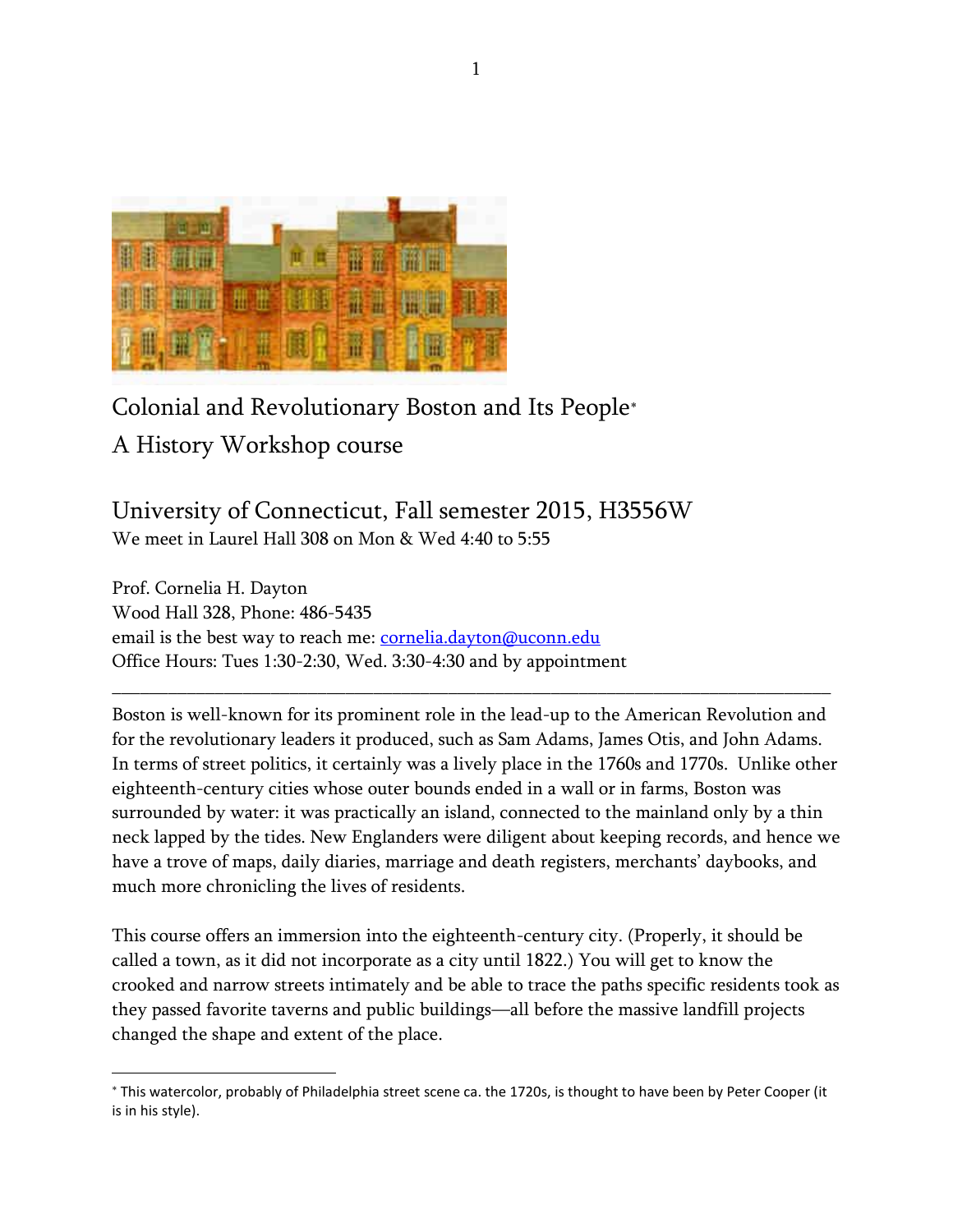# Colonial and Revolutionary Boston and Its People*

## A History Workshop course

## University of Connecticut, Fall semester 2015, H3556W

We meet in Laurel Hall 308 on Mon & Wed 4:40 to 5:55

Prof. Cornelia H. Dayton
Wood Hall 328, Phone: 486-5435
email is the best way to reach me: cornelia.dayton@uconn.edu
Office Hours: Tues 1:30-2:30, Wed. 3:30-4:30 and by appointment

---

Boston is well-known for its prominent role in the lead-up to the American Revolution and for the revolutionary leaders it produced, such as Sam Adams, James Otis, and John Adams. In terms of street politics, it certainly was a lively place in the 1760s and 1770s. Unlike other eighteenth-century cities whose outer bounds ended in a wall or in farms, Boston was surrounded by water: it was practically an island, connected to the mainland only by a thin neck lapped by the tides. New Englanders were diligent about keeping records, and hence we have a trove of maps, daily diaries, marriage and death registers, merchants' daybooks, and much more chronicling the lives of residents.

This course offers an immersion into the eighteenth-century city. (Properly, it should be called a town, as it did not incorporate as a city until 1822.) You will get to know the crooked and narrow streets intimately and be able to trace the paths specific residents took as they passed favorite taverns and public buildings—all before the massive landfill projects changed the shape and extent of the place.

---

* This watercolor, probably of Philadelphia street scene ca. the 1720s, is thought to have been by Peter Cooper (it is in his style).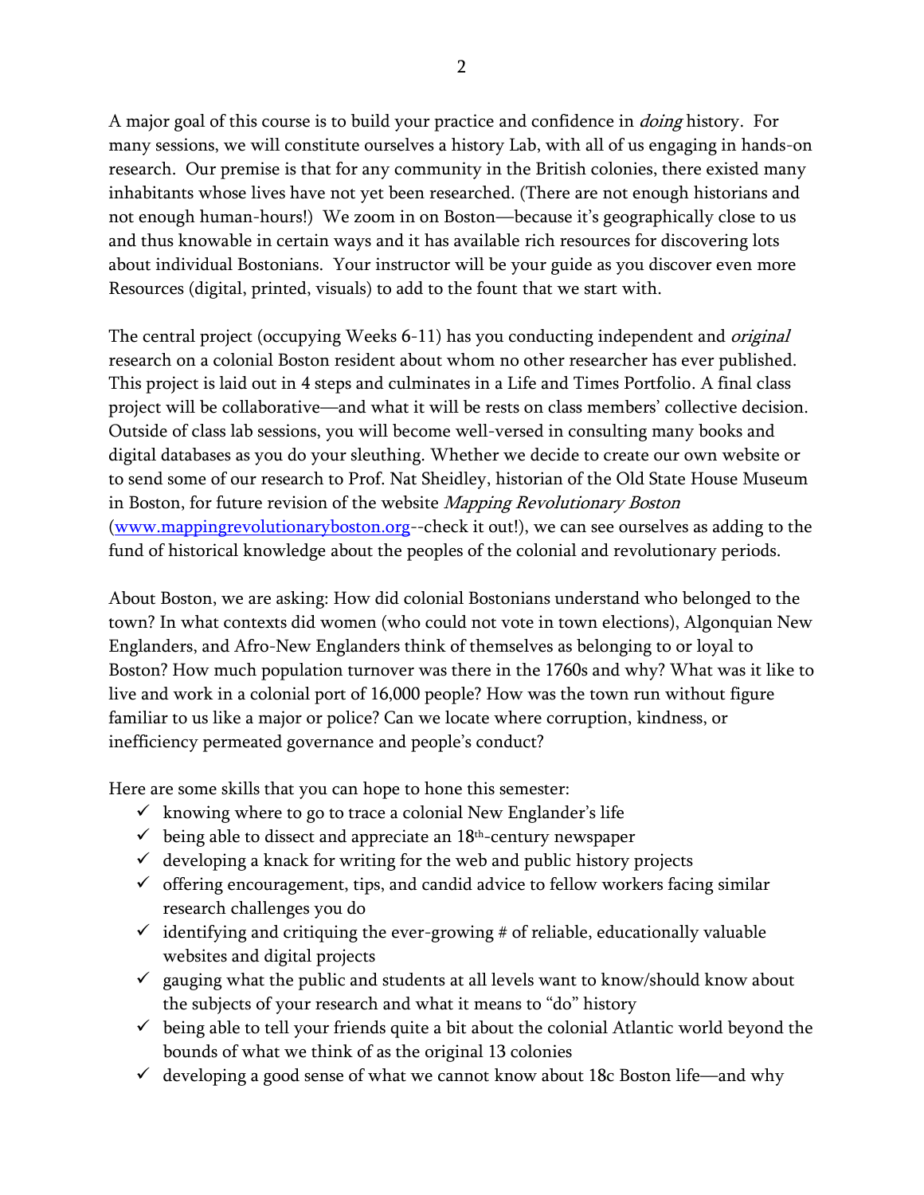A major goal of this course is to build your practice and confidence in *doing* history. For many sessions, we will constitute ourselves a history Lab, with all of us engaging in hands-on research. Our premise is that for any community in the British colonies, there existed many inhabitants whose lives have not yet been researched. (There are not enough historians and not enough human-hours!) We zoom in on Boston—because it's geographically close to us and thus knowable in certain ways and it has available rich resources for discovering lots about individual Bostonians. Your instructor will be your guide as you discover even more Resources (digital, printed, visuals) to add to the fount that we start with.

The central project (occupying Weeks 6-11) has you conducting independent and *original* research on a colonial Boston resident about whom no other researcher has ever published. This project is laid out in 4 steps and culminates in a Life and Times Portfolio. A final class project will be collaborative—and what it will be rests on class members' collective decision. Outside of class lab sessions, you will become well-versed in consulting many books and digital databases as you do your sleuthing. Whether we decide to create our own website or to send some of our research to Prof. Nat Sheidley, historian of the Old State House Museum in Boston, for future revision of the website *Mapping Revolutionary Boston* ([www.mappingrevolutionaryboston.org](www.mappingrevolutionaryboston.org)--check it out!), we can see ourselves as adding to the fund of historical knowledge about the peoples of the colonial and revolutionary periods.

About Boston, we are asking: How did colonial Bostonians understand who belonged to the town? In what contexts did women (who could not vote in town elections), Algonquian New Englanders, and Afro-New Englanders think of themselves as belonging to or loyal to Boston? How much population turnover was there in the 1760s and why? What was it like to live and work in a colonial port of 16,000 people? How was the town run without figure familiar to us like a major or police? Can we locate where corruption, kindness, or inefficiency permeated governance and people's conduct?

Here are some skills that you can hope to hone this semester:

- ✓ knowing where to go to trace a colonial New Englander's life
- ✓ being able to dissect and appreciate an 18th-century newspaper
- ✓ developing a knack for writing for the web and public history projects
- ✓ offering encouragement, tips, and candid advice to fellow workers facing similar research challenges you do
- ✓ identifying and critiquing the ever-growing # of reliable, educationally valuable websites and digital projects
- ✓ gauging what the public and students at all levels want to know/should know about the subjects of your research and what it means to "do" history
- ✓ being able to tell your friends quite a bit about the colonial Atlantic world beyond the bounds of what we think of as the original 13 colonies
- ✓ developing a good sense of what we cannot know about 18c Boston life—and why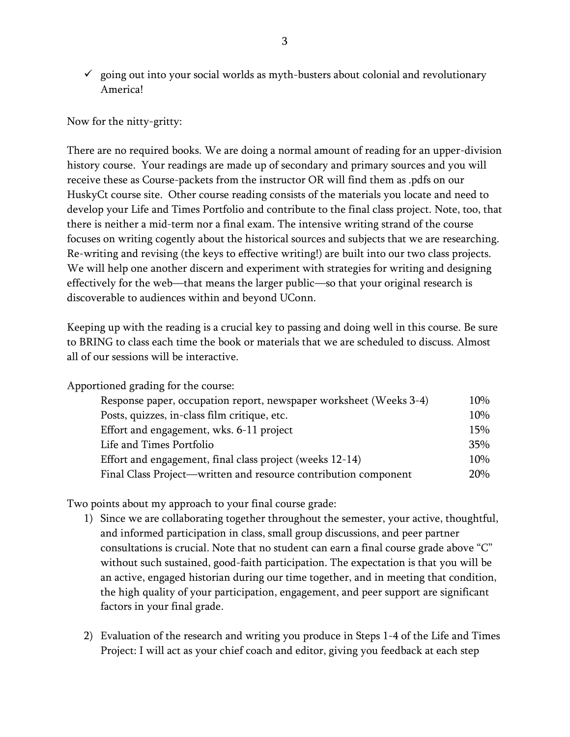- ✓ going out into your social worlds as myth-busters about colonial and revolutionary America!

Now for the nitty-gritty:

There are no required books. We are doing a normal amount of reading for an upper-division history course. Your readings are made up of secondary and primary sources and you will receive these as Course-packets from the instructor OR will find them as .pdfs on our HuskyCt course site. Other course reading consists of the materials you locate and need to develop your Life and Times Portfolio and contribute to the final class project. Note, too, that there is neither a mid-term nor a final exam. The intensive writing strand of the course focuses on writing cogently about the historical sources and subjects that we are researching. Re-writing and revising (the keys to effective writing!) are built into our two class projects. We will help one another discern and experiment with strategies for writing and designing effectively for the web—that means the larger public—so that your original research is discoverable to audiences within and beyond UConn.

Keeping up with the reading is a crucial key to passing and doing well in this course. Be sure to BRING to class each time the book or materials that we are scheduled to discuss. Almost all of our sessions will be interactive.

Apportioned grading for the course:

| Component | Weight |
|---|---|
| Response paper, occupation report, newspaper worksheet (Weeks 3-4) | 10% |
| Posts, quizzes, in-class film critique, etc. | 10% |
| Effort and engagement, wks. 6-11 project | 15% |
| Life and Times Portfolio | 35% |
| Effort and engagement, final class project (weeks 12-14) | 10% |
| Final Class Project—written and resource contribution component | 20% |

Two points about my approach to your final course grade:

1) Since we are collaborating together throughout the semester, your active, thoughtful, and informed participation in class, small group discussions, and peer partner consultations is crucial. Note that no student can earn a final course grade above "C" without such sustained, good-faith participation. The expectation is that you will be an active, engaged historian during our time together, and in meeting that condition, the high quality of your participation, engagement, and peer support are significant factors in your final grade.

2) Evaluation of the research and writing you produce in Steps 1-4 of the Life and Times Project: I will act as your chief coach and editor, giving you feedback at each step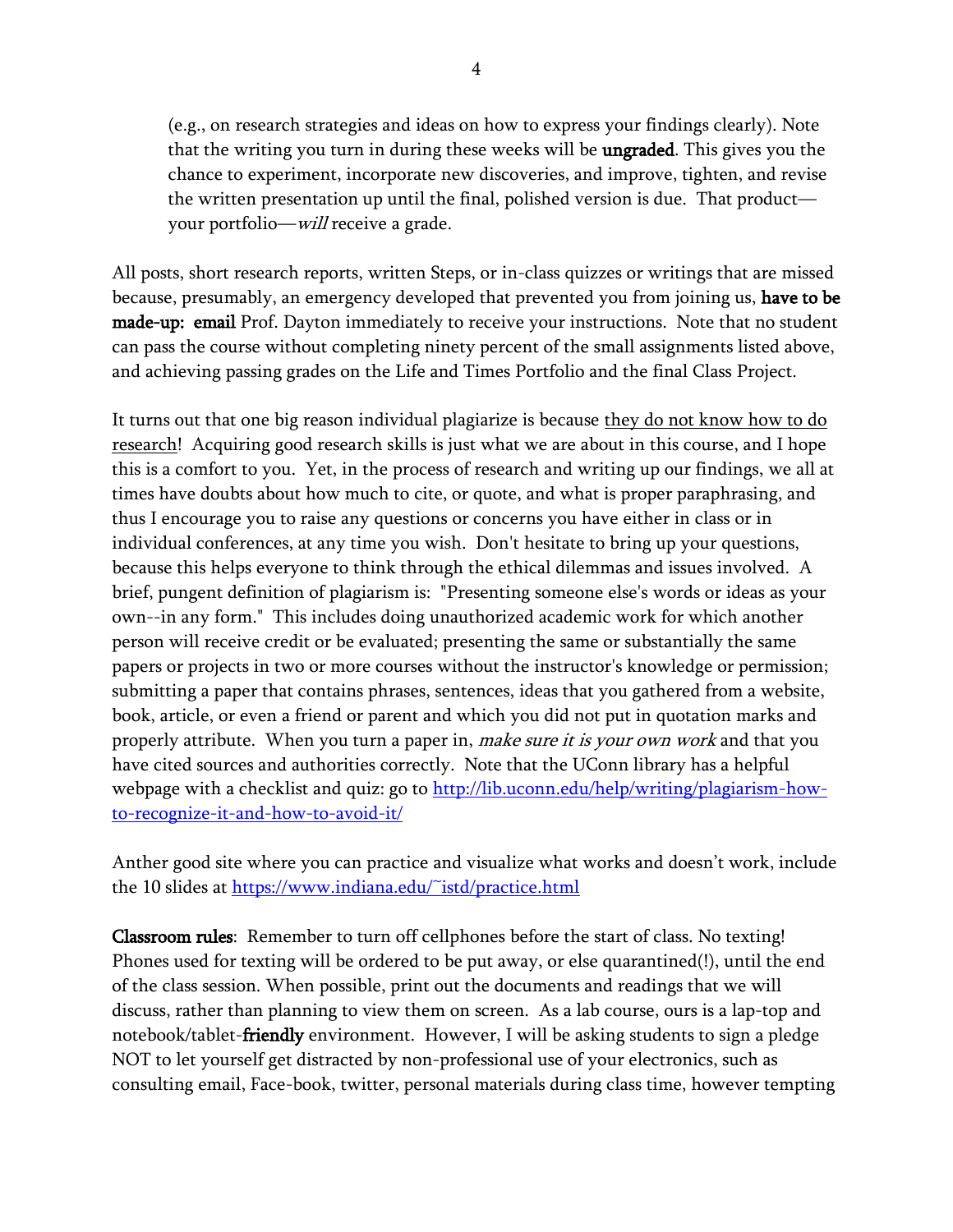(e.g., on research strategies and ideas on how to express your findings clearly). Note that the writing you turn in during these weeks will be **ungraded**. This gives you the chance to experiment, incorporate new discoveries, and improve, tighten, and revise the written presentation up until the final, polished version is due. That product—your portfolio—*will* receive a grade.

All posts, short research reports, written Steps, or in-class quizzes or writings that are missed because, presumably, an emergency developed that prevented you from joining us, **have to be made-up: email** Prof. Dayton immediately to receive your instructions. Note that no student can pass the course without completing ninety percent of the small assignments listed above, and achieving passing grades on the Life and Times Portfolio and the final Class Project.

It turns out that one big reason individual plagiarize is because <u>they do not know how to do research</u>! Acquiring good research skills is just what we are about in this course, and I hope this is a comfort to you. Yet, in the process of research and writing up our findings, we all at times have doubts about how much to cite, or quote, and what is proper paraphrasing, and thus I encourage you to raise any questions or concerns you have either in class or in individual conferences, at any time you wish. Don't hesitate to bring up your questions, because this helps everyone to think through the ethical dilemmas and issues involved. A brief, pungent definition of plagiarism is: "Presenting someone else's words or ideas as your own--in any form." This includes doing unauthorized academic work for which another person will receive credit or be evaluated; presenting the same or substantially the same papers or projects in two or more courses without the instructor's knowledge or permission; submitting a paper that contains phrases, sentences, ideas that you gathered from a website, book, article, or even a friend or parent and which you did not put in quotation marks and properly attribute. When you turn a paper in, *make sure it is your own work* and that you have cited sources and authorities correctly. Note that the UConn library has a helpful webpage with a checklist and quiz: go to [http://lib.uconn.edu/help/writing/plagiarism-how-to-recognize-it-and-how-to-avoid-it/](http://lib.uconn.edu/help/writing/plagiarism-how-to-recognize-it-and-how-to-avoid-it/)

Anther good site where you can practice and visualize what works and doesn't work, include the 10 slides at [https://www.indiana.edu/~istd/practice.html](https://www.indiana.edu/~istd/practice.html)

**Classroom rules**: Remember to turn off cellphones before the start of class. No texting! Phones used for texting will be ordered to be put away, or else quarantined(!), until the end of the class session. When possible, print out the documents and readings that we will discuss, rather than planning to view them on screen. As a lab course, ours is a lap-top and notebook/tablet-**friendly** environment. However, I will be asking students to sign a pledge NOT to let yourself get distracted by non-professional use of your electronics, such as consulting email, Face-book, twitter, personal materials during class time, however tempting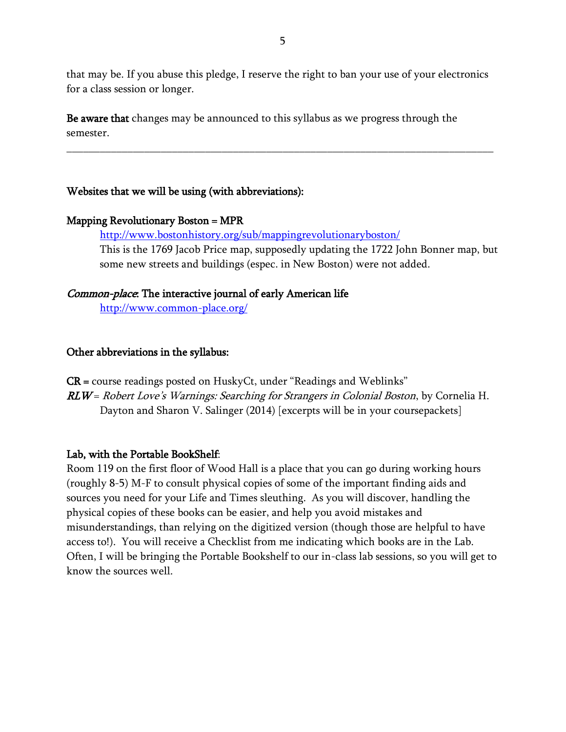that may be. If you abuse this pledge, I reserve the right to ban your use of your electronics for a class session or longer.

**Be aware that** changes may be announced to this syllabus as we progress through the semester.

---

**Websites that we will be using (with abbreviations):**

**Mapping Revolutionary Boston = MPR**

> http://www.bostonhistory.org/sub/mappingrevolutionaryboston/
> This is the 1769 Jacob Price map, supposedly updating the 1722 John Bonner map, but some new streets and buildings (espec. in New Boston) were not added.

***Common-place*: The interactive journal of early American life**

> http://www.common-place.org/

**Other abbreviations in the syllabus:**

**CR =** course readings posted on HuskyCt, under "Readings and Weblinks"
***RLW*** = *Robert Love's Warnings: Searching for Strangers in Colonial Boston*, by Cornelia H. Dayton and Sharon V. Salinger (2014) [excerpts will be in your coursepackets]

**Lab, with the Portable BookShelf**:
Room 119 on the first floor of Wood Hall is a place that you can go during working hours (roughly 8-5) M-F to consult physical copies of some of the important finding aids and sources you need for your Life and Times sleuthing. As you will discover, handling the physical copies of these books can be easier, and help you avoid mistakes and misunderstandings, than relying on the digitized version (though those are helpful to have access to!). You will receive a Checklist from me indicating which books are in the Lab. Often, I will be bringing the Portable Bookshelf to our in-class lab sessions, so you will get to know the sources well.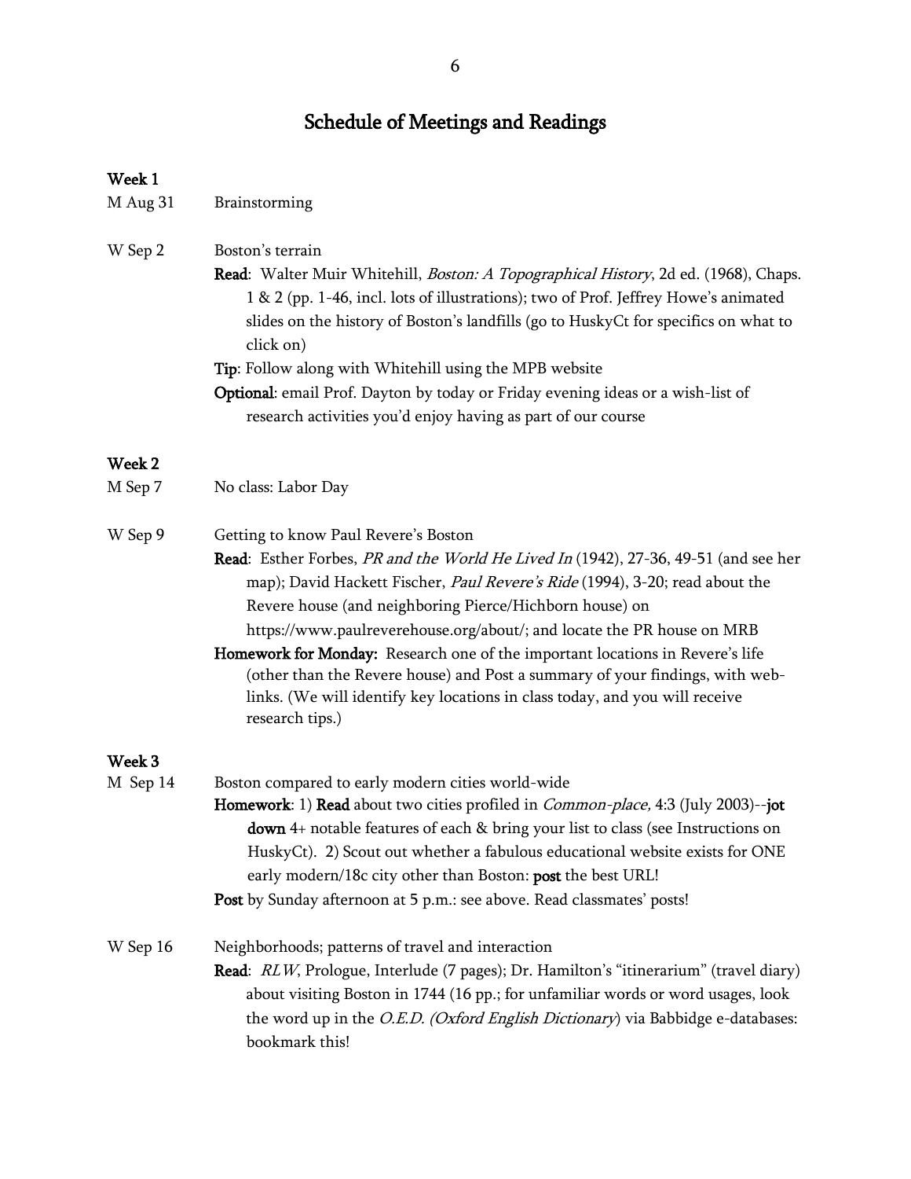# Schedule of Meetings and Readings

**Week 1**

M Aug 31 — Brainstorming

W Sep 2 — Boston's terrain

**Read**: Walter Muir Whitehill, *Boston: A Topographical History*, 2d ed. (1968), Chaps. 1 & 2 (pp. 1-46, incl. lots of illustrations); two of Prof. Jeffrey Howe's animated slides on the history of Boston's landfills (go to HuskyCt for specifics on what to click on)

**Tip**: Follow along with Whitehill using the MPB website

**Optional**: email Prof. Dayton by today or Friday evening ideas or a wish-list of research activities you'd enjoy having as part of our course

**Week 2**

M Sep 7 — No class: Labor Day

W Sep 9 — Getting to know Paul Revere's Boston

**Read**: Esther Forbes, *PR and the World He Lived In* (1942), 27-36, 49-51 (and see her map); David Hackett Fischer, *Paul Revere's Ride* (1994), 3-20; read about the Revere house (and neighboring Pierce/Hichborn house) on https://www.paulreverehouse.org/about/; and locate the PR house on MRB

**Homework for Monday:** Research one of the important locations in Revere's life (other than the Revere house) and Post a summary of your findings, with web-links. (We will identify key locations in class today, and you will receive research tips.)

**Week 3**

M Sep 14 — Boston compared to early modern cities world-wide

**Homework**: 1) **Read** about two cities profiled in *Common-place,* 4:3 (July 2003)--**jot down** 4+ notable features of each & bring your list to class (see Instructions on HuskyCt). 2) Scout out whether a fabulous educational website exists for ONE early modern/18c city other than Boston: **post** the best URL!

**Post** by Sunday afternoon at 5 p.m.: see above. Read classmates' posts!

W Sep 16 — Neighborhoods; patterns of travel and interaction

**Read**: *RLW*, Prologue, Interlude (7 pages); Dr. Hamilton's "itinerarium" (travel diary) about visiting Boston in 1744 (16 pp.; for unfamiliar words or word usages, look the word up in the *O.E.D. (Oxford English Dictionary*) via Babbidge e-databases: bookmark this!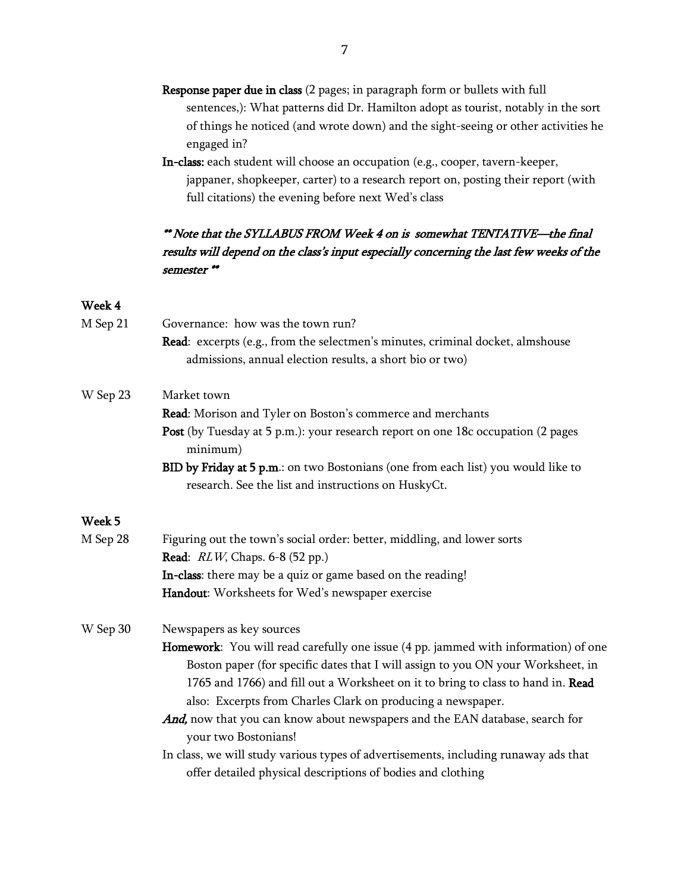**Response paper due in class** (2 pages; in paragraph form or bullets with full sentences,): What patterns did Dr. Hamilton adopt as tourist, notably in the sort of things he noticed (and wrote down) and the sight-seeing or other activities he engaged in?

**In-class:** each student will choose an occupation (e.g., cooper, tavern-keeper, jappaner, shopkeeper, carter) to a research report on, posting their report (with full citations) the evening before next Wed's class

*\*\* Note that the SYLLABUS FROM Week 4 on is somewhat TENTATIVE—the final results will depend on the class's input especially concerning the last few weeks of the semester \*\**

**Week 4**

M Sep 21 — Governance: how was the town run?

**Read**: excerpts (e.g., from the selectmen's minutes, criminal docket, almshouse admissions, annual election results, a short bio or two)

W Sep 23 — Market town

**Read**: Morison and Tyler on Boston's commerce and merchants

**Post** (by Tuesday at 5 p.m.): your research report on one 18c occupation (2 pages minimum)

**BID by Friday at 5 p.m.**: on two Bostonians (one from each list) you would like to research. See the list and instructions on HuskyCt.

**Week 5**

M Sep 28 — Figuring out the town's social order: better, middling, and lower sorts

**Read**: *RLW*, Chaps. 6-8 (52 pp.)

**In-class**: there may be a quiz or game based on the reading!

**Handout**: Worksheets for Wed's newspaper exercise

W Sep 30 — Newspapers as key sources

**Homework**: You will read carefully one issue (4 pp. jammed with information) of one Boston paper (for specific dates that I will assign to you ON your Worksheet, in 1765 and 1766) and fill out a Worksheet on it to bring to class to hand in. **Read** also: Excerpts from Charles Clark on producing a newspaper.

***And,*** now that you can know about newspapers and the EAN database, search for your two Bostonians!

In class, we will study various types of advertisements, including runaway ads that offer detailed physical descriptions of bodies and clothing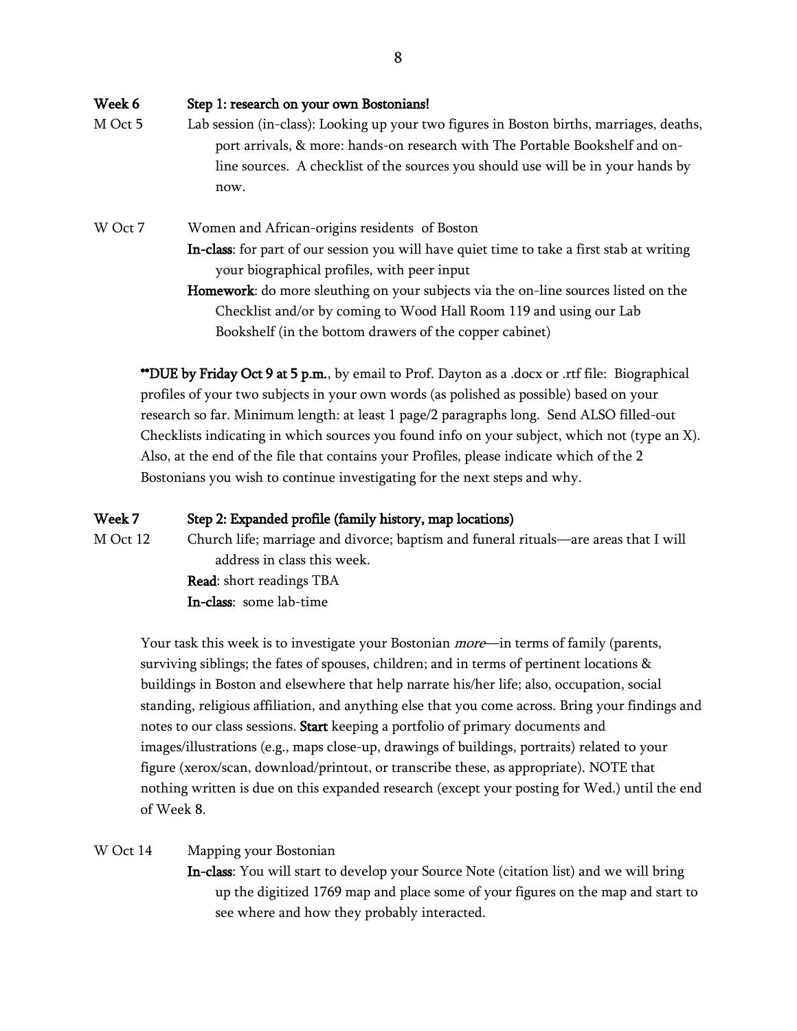**Week 6** **Step 1: research on your own Bostonians!**

M Oct 5 Lab session (in-class): Looking up your two figures in Boston births, marriages, deaths, port arrivals, & more: hands-on research with The Portable Bookshelf and on-line sources. A checklist of the sources you should use will be in your hands by now.

W Oct 7 Women and African-origins residents of Boston

**In-class**: for part of our session you will have quiet time to take a first stab at writing your biographical profiles, with peer input

**Homework**: do more sleuthing on your subjects via the on-line sources listed on the Checklist and/or by coming to Wood Hall Room 119 and using our Lab Bookshelf (in the bottom drawers of the copper cabinet)

**\*\*DUE by Friday Oct 9 at 5 p.m.**, by email to Prof. Dayton as a .docx or .rtf file: Biographical profiles of your two subjects in your own words (as polished as possible) based on your research so far. Minimum length: at least 1 page/2 paragraphs long. Send ALSO filled-out Checklists indicating in which sources you found info on your subject, which not (type an X). Also, at the end of the file that contains your Profiles, please indicate which of the 2 Bostonians you wish to continue investigating for the next steps and why.

**Week 7** **Step 2: Expanded profile (family history, map locations)**

M Oct 12 Church life; marriage and divorce; baptism and funeral rituals—are areas that I will address in class this week.

**Read**: short readings TBA

**In-class**: some lab-time

Your task this week is to investigate your Bostonian *more*—in terms of family (parents, surviving siblings; the fates of spouses, children; and in terms of pertinent locations & buildings in Boston and elsewhere that help narrate his/her life; also, occupation, social standing, religious affiliation, and anything else that you come across. Bring your findings and notes to our class sessions. **Start** keeping a portfolio of primary documents and images/illustrations (e.g., maps close-up, drawings of buildings, portraits) related to your figure (xerox/scan, download/printout, or transcribe these, as appropriate). NOTE that nothing written is due on this expanded research (except your posting for Wed.) until the end of Week 8.

W Oct 14 Mapping your Bostonian

**In-class**: You will start to develop your Source Note (citation list) and we will bring up the digitized 1769 map and place some of your figures on the map and start to see where and how they probably interacted.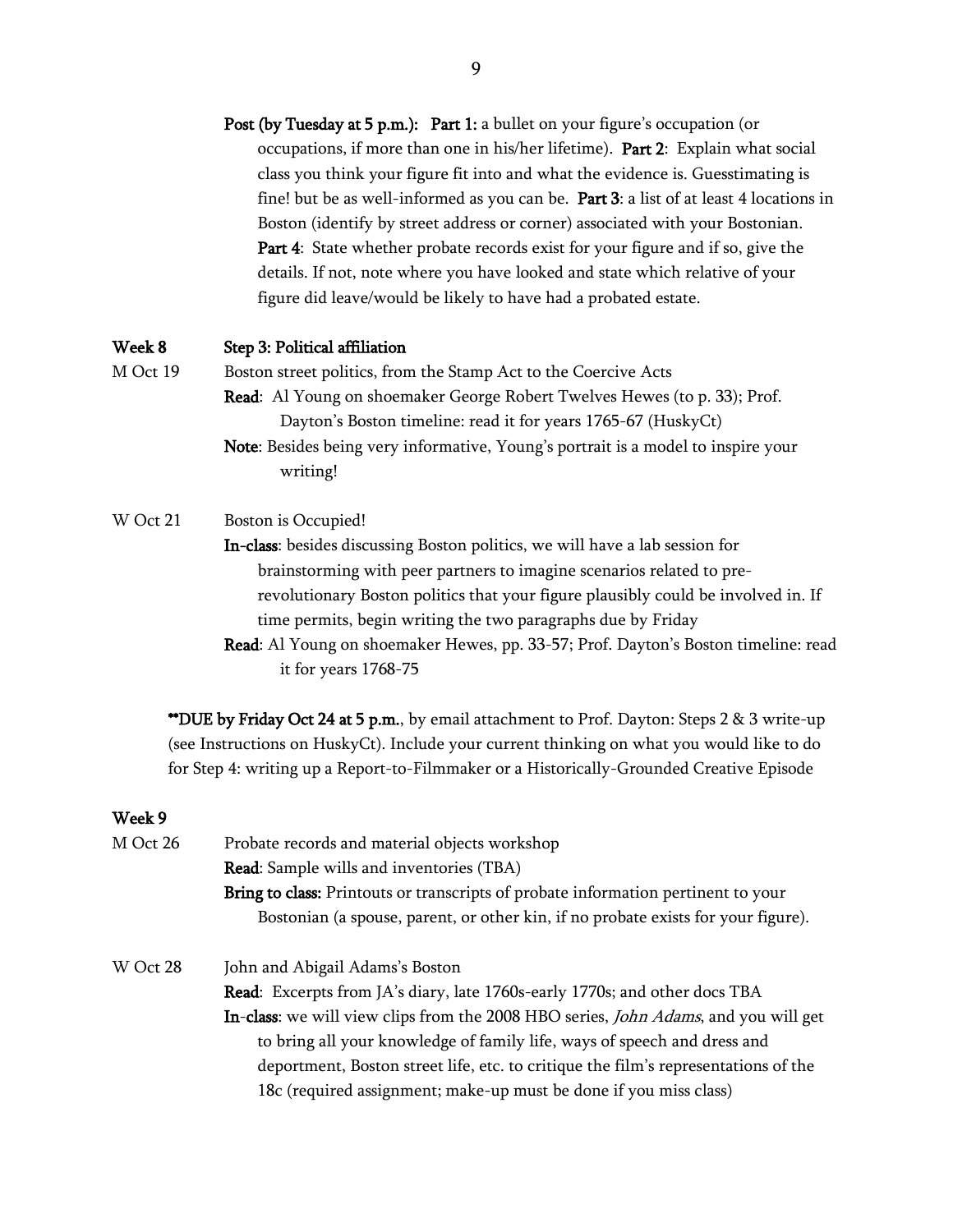**Post (by Tuesday at 5 p.m.): Part 1:** a bullet on your figure's occupation (or occupations, if more than one in his/her lifetime). **Part 2**: Explain what social class you think your figure fit into and what the evidence is. Guesstimating is fine! but be as well-informed as you can be. **Part 3**: a list of at least 4 locations in Boston (identify by street address or corner) associated with your Bostonian. **Part 4**: State whether probate records exist for your figure and if so, give the details. If not, note where you have looked and state which relative of your figure did leave/would be likely to have had a probated estate.

**Week 8** **Step 3: Political affiliation**

M Oct 19 Boston street politics, from the Stamp Act to the Coercive Acts

**Read**: Al Young on shoemaker George Robert Twelves Hewes (to p. 33); Prof. Dayton's Boston timeline: read it for years 1765-67 (HuskyCt)

**Note**: Besides being very informative, Young's portrait is a model to inspire your writing!

W Oct 21 Boston is Occupied!

**In-class**: besides discussing Boston politics, we will have a lab session for brainstorming with peer partners to imagine scenarios related to pre-revolutionary Boston politics that your figure plausibly could be involved in. If time permits, begin writing the two paragraphs due by Friday

**Read**: Al Young on shoemaker Hewes, pp. 33-57; Prof. Dayton's Boston timeline: read it for years 1768-75

****DUE by Friday Oct 24 at 5 p.m.**, by email attachment to Prof. Dayton: Steps 2 & 3 write-up (see Instructions on HuskyCt). Include your current thinking on what you would like to do for Step 4: writing up a Report-to-Filmmaker or a Historically-Grounded Creative Episode

**Week 9**

M Oct 26 Probate records and material objects workshop

**Read**: Sample wills and inventories (TBA)

**Bring to class:** Printouts or transcripts of probate information pertinent to your Bostonian (a spouse, parent, or other kin, if no probate exists for your figure).

W Oct 28 John and Abigail Adams's Boston

**Read**: Excerpts from JA's diary, late 1760s-early 1770s; and other docs TBA

**In-class**: we will view clips from the 2008 HBO series, *John Adams*, and you will get to bring all your knowledge of family life, ways of speech and dress and deportment, Boston street life, etc. to critique the film's representations of the 18c (required assignment; make-up must be done if you miss class)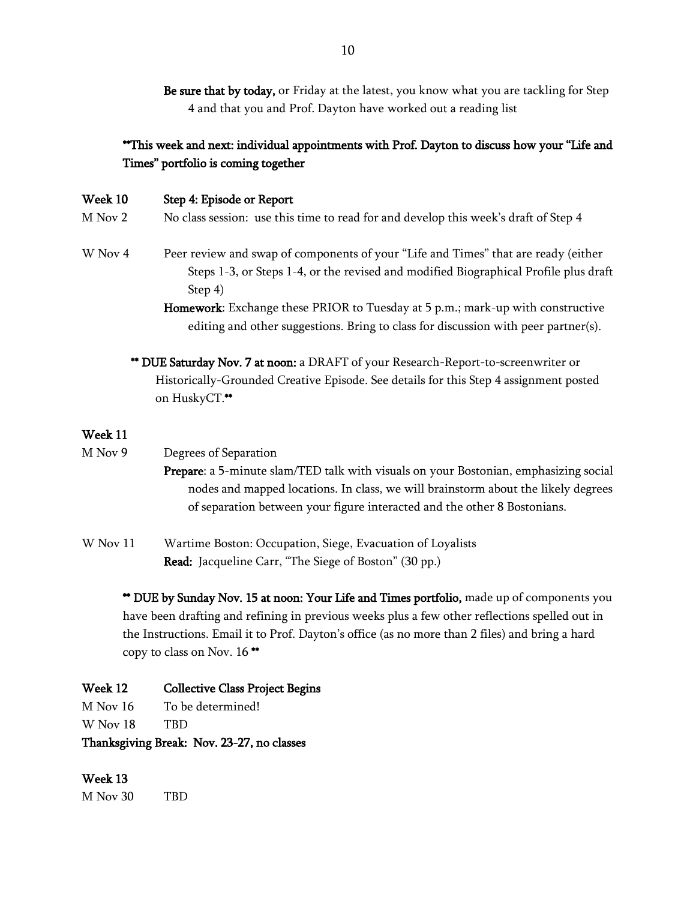**Be sure that by today,** or Friday at the latest, you know what you are tackling for Step 4 and that you and Prof. Dayton have worked out a reading list

**\*\*This week and next: individual appointments with Prof. Dayton to discuss how your "Life and Times" portfolio is coming together**

**Week 10** **Step 4: Episode or Report**

M Nov 2 — No class session: use this time to read for and develop this week's draft of Step 4

W Nov 4 — Peer review and swap of components of your "Life and Times" that are ready (either Steps 1-3, or Steps 1-4, or the revised and modified Biographical Profile plus draft Step 4)

**Homework**: Exchange these PRIOR to Tuesday at 5 p.m.; mark-up with constructive editing and other suggestions. Bring to class for discussion with peer partner(s).

**\*\* DUE Saturday Nov. 7 at noon:** a DRAFT of your Research-Report-to-screenwriter or Historically-Grounded Creative Episode. See details for this Step 4 assignment posted on HuskyCT.**\*\***

**Week 11**

M Nov 9 — Degrees of Separation

**Prepare**: a 5-minute slam/TED talk with visuals on your Bostonian, emphasizing social nodes and mapped locations. In class, we will brainstorm about the likely degrees of separation between your figure interacted and the other 8 Bostonians.

W Nov 11 — Wartime Boston: Occupation, Siege, Evacuation of Loyalists

**Read:** Jacqueline Carr, "The Siege of Boston" (30 pp.)

**\*\* DUE by Sunday Nov. 15 at noon: Your Life and Times portfolio,** made up of components you have been drafting and refining in previous weeks plus a few other reflections spelled out in the Instructions. Email it to Prof. Dayton's office (as no more than 2 files) and bring a hard copy to class on Nov. 16 **\*\***

**Week 12** **Collective Class Project Begins**

M Nov 16 — To be determined!

W Nov 18 — TBD

**Thanksgiving Break: Nov. 23-27, no classes**

**Week 13**

M Nov 30 — TBD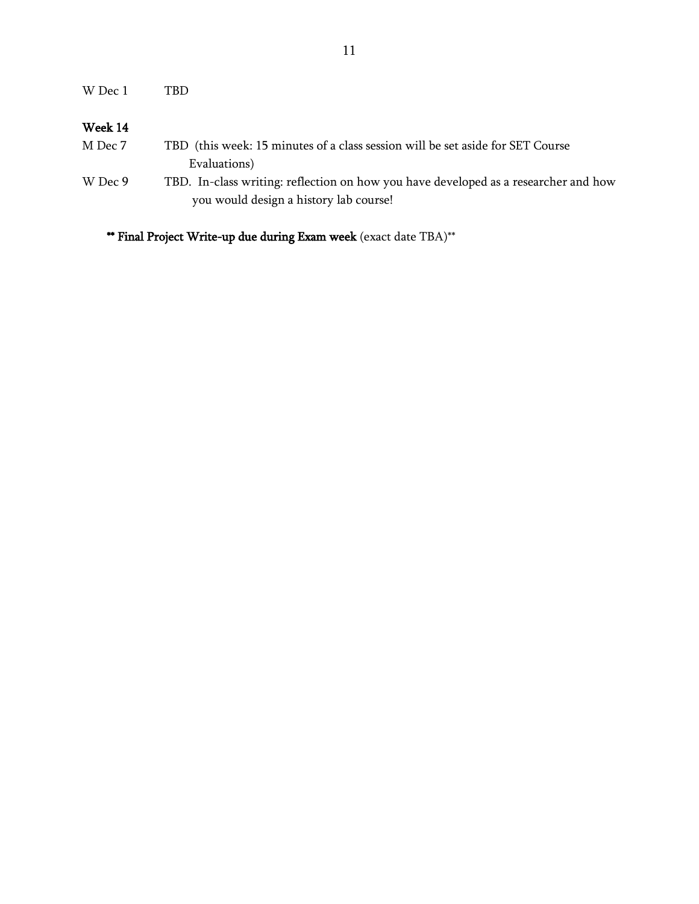W Dec 1 TBD

**Week 14**

M Dec 7 TBD (this week: 15 minutes of a class session will be set aside for SET Course Evaluations)

W Dec 9 TBD. In-class writing: reflection on how you have developed as a researcher and how you would design a history lab course!

** **Final Project Write-up due during Exam week** (exact date TBA)**